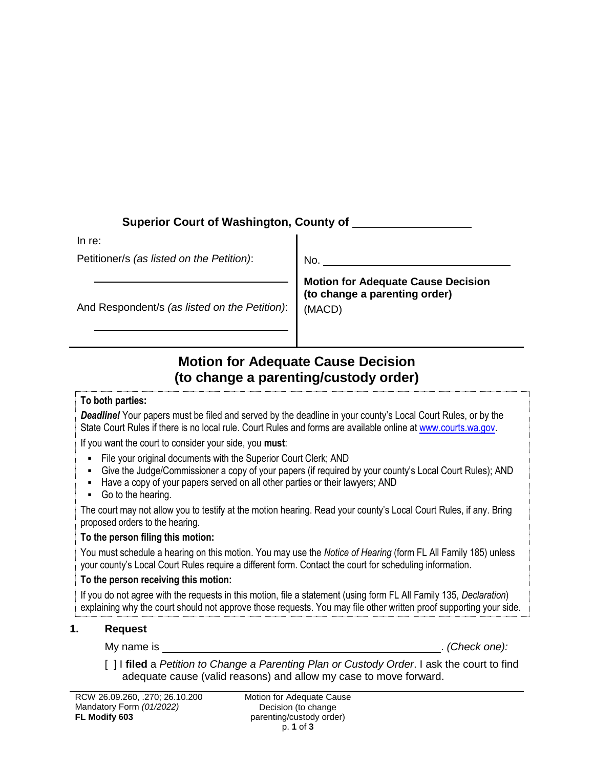**Superior Court of Washington, County of** \_\_\_\_\_\_\_\_\_\_\_\_\_\_\_\_\_\_

| In re: | |
|---|---|
| Petitioner/s *(as listed on the Petition)*: | No. \_\_\_\_\_\_\_\_\_\_\_\_\_\_\_\_\_\_\_\_\_\_\_\_\_\_\_\_\_\_ |
| \_\_\_\_\_\_\_\_\_\_\_\_\_\_\_\_\_\_\_\_\_\_\_\_\_\_\_\_\_\_ | **Motion for Adequate Cause Decision (to change a parenting order)** (MACD) |
| And Respondent/s *(as listed on the Petition)*: | |
| \_\_\_\_\_\_\_\_\_\_\_\_\_\_\_\_\_\_\_\_\_\_\_\_\_\_\_\_\_\_ | |

# Motion for Adequate Cause Decision (to change a parenting/custody order)

**To both parties:**

***Deadline!*** Your papers must be filed and served by the deadline in your county's Local Court Rules, or by the State Court Rules if there is no local rule. Court Rules and forms are available online at www.courts.wa.gov.

If you want the court to consider your side, you **must**:

- File your original documents with the Superior Court Clerk; AND
- Give the Judge/Commissioner a copy of your papers (if required by your county's Local Court Rules); AND
- Have a copy of your papers served on all other parties or their lawyers; AND
- Go to the hearing.

The court may not allow you to testify at the motion hearing. Read your county's Local Court Rules, if any. Bring proposed orders to the hearing.

**To the person filing this motion:**

You must schedule a hearing on this motion. You may use the *Notice of Hearing* (form FL All Family 185) unless your county's Local Court Rules require a different form. Contact the court for scheduling information.

**To the person receiving this motion:**

If you do not agree with the requests in this motion, file a statement (using form FL All Family 135, *Declaration*) explaining why the court should not approve those requests. You may file other written proof supporting your side.

## 1. Request

My name is \_\_\_\_\_\_\_\_\_\_\_\_\_\_\_\_\_\_\_\_\_\_\_\_\_\_\_\_\_\_\_\_\_\_\_\_\_\_\_\_. *(Check one):*

[ ] I **filed** a *Petition to Change a Parenting Plan or Custody Order*. I ask the court to find adequate cause (valid reasons) and allow my case to move forward.

RCW 26.09.260, .270; 26.10.200
Mandatory Form *(01/2022)*
**FL Modify 603**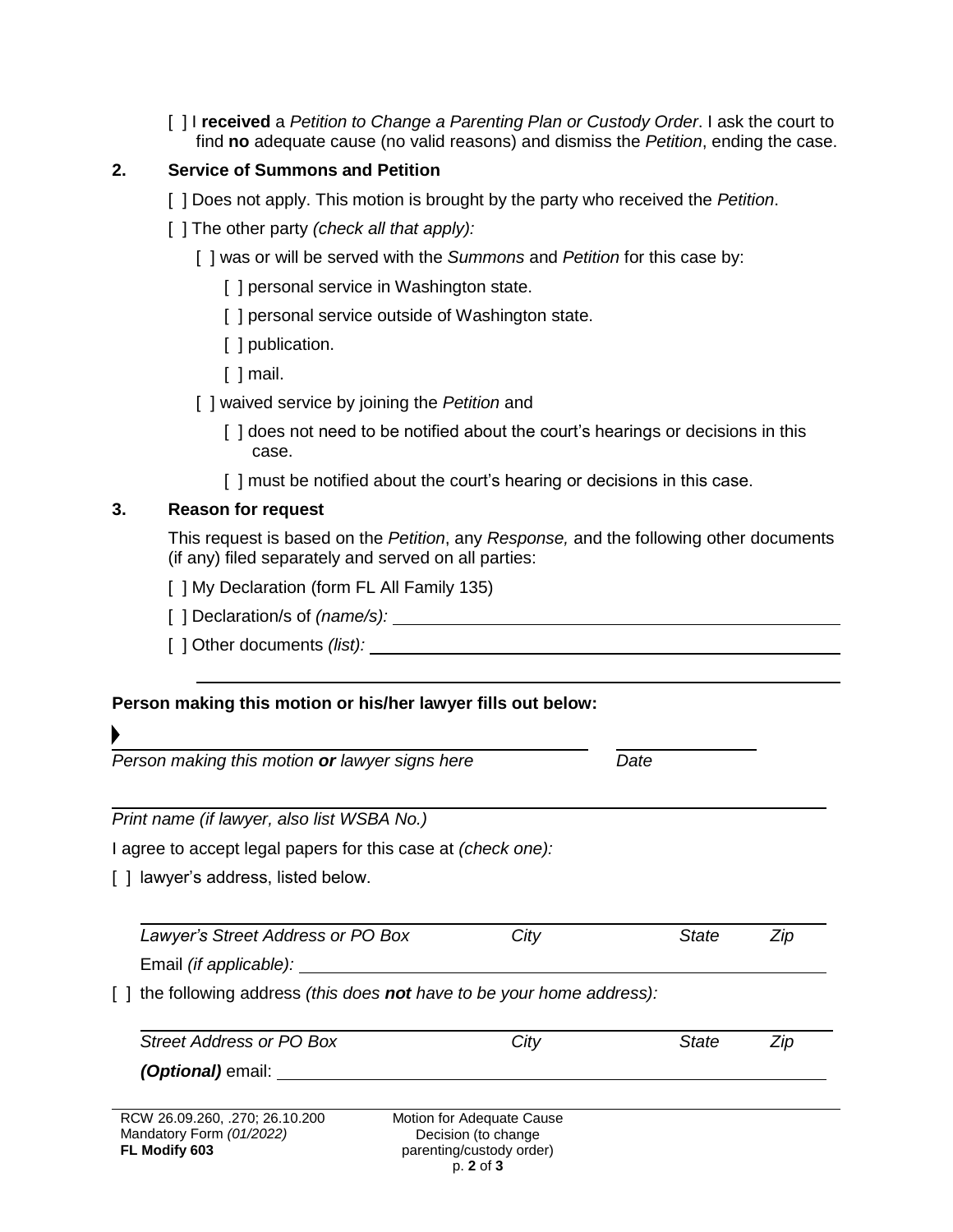[ ] I **received** a *Petition to Change a Parenting Plan or Custody Order*. I ask the court to find **no** adequate cause (no valid reasons) and dismiss the *Petition*, ending the case.

## 2. Service of Summons and Petition

[ ] Does not apply. This motion is brought by the party who received the *Petition*.

[ ] The other party *(check all that apply):*

- [ ] was or will be served with the *Summons* and *Petition* for this case by:
  - [ ] personal service in Washington state.
  - [ ] personal service outside of Washington state.
  - [ ] publication.
  - [ ] mail.
- [ ] waived service by joining the *Petition* and
  - [ ] does not need to be notified about the court's hearings or decisions in this case.
  - [ ] must be notified about the court's hearing or decisions in this case.

## 3. Reason for request

This request is based on the *Petition*, any *Response,* and the following other documents (if any) filed separately and served on all parties:

[ ] My Declaration (form FL All Family 135)

[ ] Declaration/s of *(name/s):* ______________________________

[ ] Other documents *(list):* ______________________________

______________________________

**Person making this motion or his/her lawyer fills out below:**

______________________________ ______________
*Person making this motion **or** lawyer signs here* *Date*

______________________________
*Print name (if lawyer, also list WSBA No.)*

I agree to accept legal papers for this case at *(check one):*

[ ] lawyer's address, listed below.

______________________________
*Lawyer's Street Address or PO Box* *City* *State* *Zip*

Email *(if applicable):* ______________________________

[ ] the following address *(this does **not** have to be your home address):*

______________________________
*Street Address or PO Box* *City* *State* *Zip*

***(Optional)*** email: ______________________________

RCW 26.09.260, .270; 26.10.200
Mandatory Form *(01/2022)*
**FL Modify 603**

Motion for Adequate Cause Decision (to change parenting/custody order)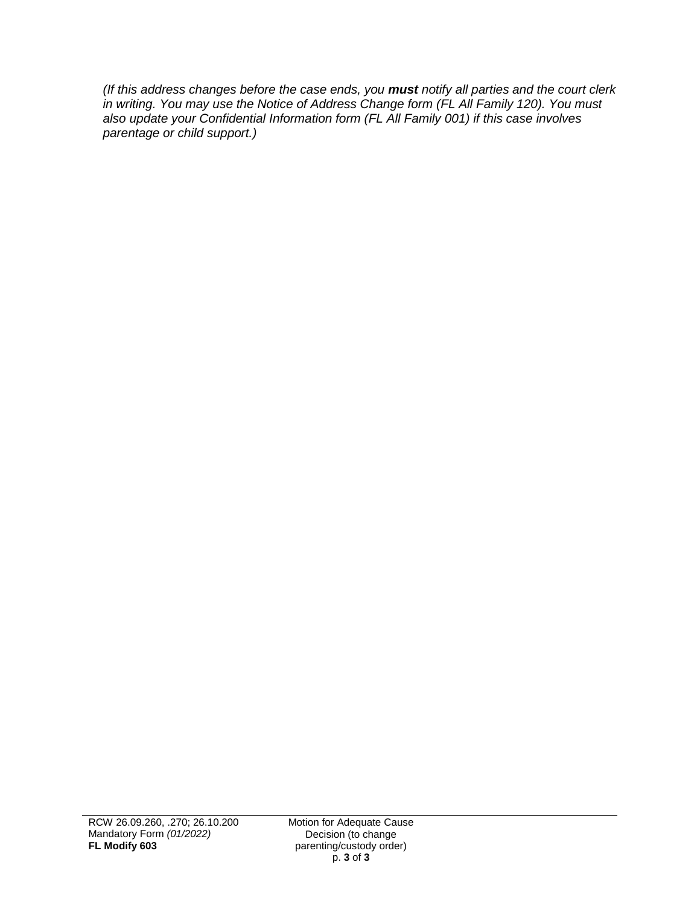*(If this address changes before the case ends, you **must** notify all parties and the court clerk in writing. You may use the Notice of Address Change form (FL All Family 120). You must also update your Confidential Information form (FL All Family 001) if this case involves parentage or child support.)*